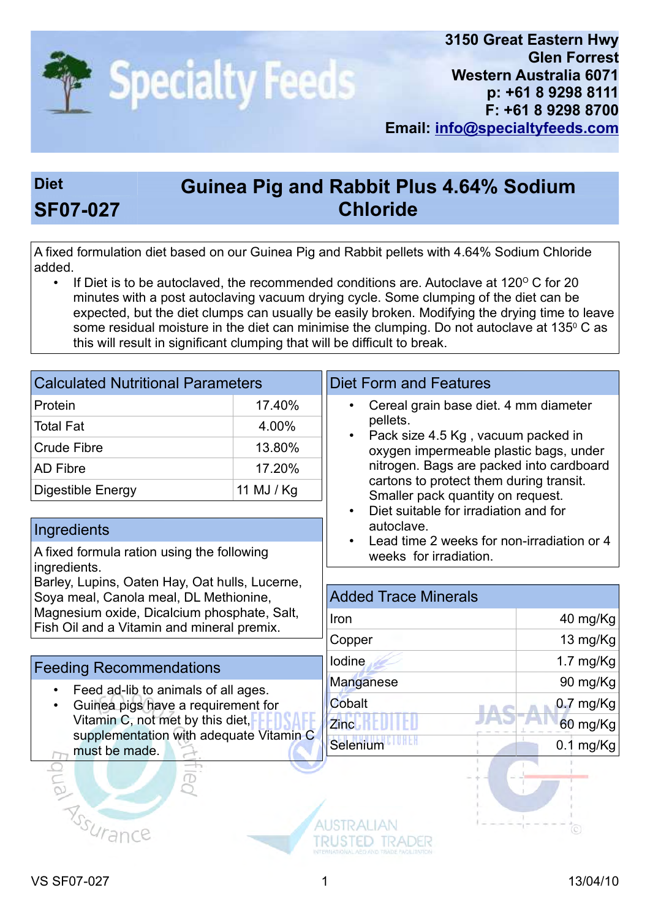# Specialty Feeds

3150 Great Eastern Hwy
Glen Forrest
Western Australia 6071
p: +61 8 9298 8111
F: +61 8 9298 8700
Email: info@specialtyfeeds.com

## Diet SF07-027 — Guinea Pig and Rabbit Plus 4.64% Sodium Chloride

A fixed formulation diet based on our Guinea Pig and Rabbit pellets with 4.64% Sodium Chloride added.

- If Diet is to be autoclaved, the recommended conditions are. Autoclave at 120° C for 20 minutes with a post autoclaving vacuum drying cycle. Some clumping of the diet can be expected, but the diet clumps can usually be easily broken. Modifying the drying time to leave some residual moisture in the diet can minimise the clumping. Do not autoclave at 135° C as this will result in significant clumping that will be difficult to break.

### Calculated Nutritional Parameters

| Parameter | Value |
|---|---|
| Protein | 17.40% |
| Total Fat | 4.00% |
| Crude Fibre | 13.80% |
| AD Fibre | 17.20% |
| Digestible Energy | 11 MJ / Kg |

### Ingredients

A fixed formula ration using the following ingredients.
Barley, Lupins, Oaten Hay, Oat hulls, Lucerne, Soya meal, Canola meal, DL Methionine, Magnesium oxide, Dicalcium phosphate, Salt, Fish Oil and a Vitamin and mineral premix.

### Feeding Recommendations

- Feed ad-lib to animals of all ages.
- Guinea pigs have a requirement for Vitamin C, not met by this diet, supplementation with adequate Vitamin C must be made.

### Diet Form and Features

- Cereal grain base diet. 4 mm diameter pellets.
- Pack size 4.5 Kg , vacuum packed in oxygen impermeable plastic bags, under nitrogen. Bags are packed into cardboard cartons to protect them during transit. Smaller pack quantity on request.
- Diet suitable for irradiation and for autoclave.
- Lead time 2 weeks for non-irradiation or 4 weeks for irradiation.

### Added Trace Minerals

| Mineral | Amount |
|---|---|
| Iron | 40 mg/Kg |
| Copper | 13 mg/Kg |
| Iodine | 1.7 mg/Kg |
| Manganese | 90 mg/Kg |
| Cobalt | 0.7 mg/Kg |
| Zinc | 60 mg/Kg |
| Selenium | 0.1 mg/Kg |

VS SF07-027 13/04/10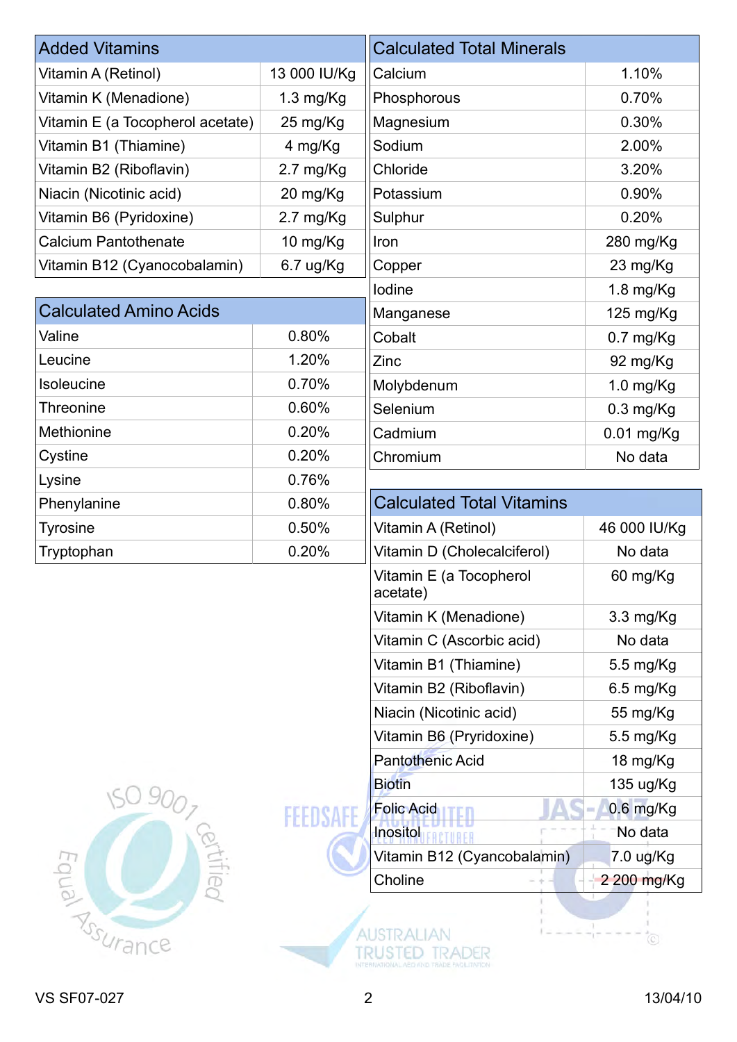| Added Vitamins | |
|---|---|
| Vitamin A (Retinol) | 13 000 IU/Kg |
| Vitamin K (Menadione) | 1.3 mg/Kg |
| Vitamin E (a Tocopherol acetate) | 25 mg/Kg |
| Vitamin B1 (Thiamine) | 4 mg/Kg |
| Vitamin B2 (Riboflavin) | 2.7 mg/Kg |
| Niacin (Nicotinic acid) | 20 mg/Kg |
| Vitamin B6 (Pyridoxine) | 2.7 mg/Kg |
| Calcium Pantothenate | 10 mg/Kg |
| Vitamin B12 (Cyanocobalamin) | 6.7 ug/Kg |

| Calculated Amino Acids | |
|---|---|
| Valine | 0.80% |
| Leucine | 1.20% |
| Isoleucine | 0.70% |
| Threonine | 0.60% |
| Methionine | 0.20% |
| Cystine | 0.20% |
| Lysine | 0.76% |
| Phenylanine | 0.80% |
| Tyrosine | 0.50% |
| Tryptophan | 0.20% |

| Calculated Total Minerals | |
|---|---|
| Calcium | 1.10% |
| Phosphorous | 0.70% |
| Magnesium | 0.30% |
| Sodium | 2.00% |
| Chloride | 3.20% |
| Potassium | 0.90% |
| Sulphur | 0.20% |
| Iron | 280 mg/Kg |
| Copper | 23 mg/Kg |
| Iodine | 1.8 mg/Kg |
| Manganese | 125 mg/Kg |
| Cobalt | 0.7 mg/Kg |
| Zinc | 92 mg/Kg |
| Molybdenum | 1.0 mg/Kg |
| Selenium | 0.3 mg/Kg |
| Cadmium | 0.01 mg/Kg |
| Chromium | No data |

| Calculated Total Vitamins | |
|---|---|
| Vitamin A (Retinol) | 46 000 IU/Kg |
| Vitamin D (Cholecalciferol) | No data |
| Vitamin E (a Tocopherol acetate) | 60 mg/Kg |
| Vitamin K (Menadione) | 3.3 mg/Kg |
| Vitamin C (Ascorbic acid) | No data |
| Vitamin B1 (Thiamine) | 5.5 mg/Kg |
| Vitamin B2 (Riboflavin) | 6.5 mg/Kg |
| Niacin (Nicotinic acid) | 55 mg/Kg |
| Vitamin B6 (Pryridoxine) | 5.5 mg/Kg |
| Pantothenic Acid | 18 mg/Kg |
| Biotin | 135 ug/Kg |
| Folic Acid | 0.6 mg/Kg |
| Inositol | No data |
| Vitamin B12 (Cyancobalamin) | 7.0 ug/Kg |
| Choline | 2 200 mg/Kg |

VS SF07-027 13/04/10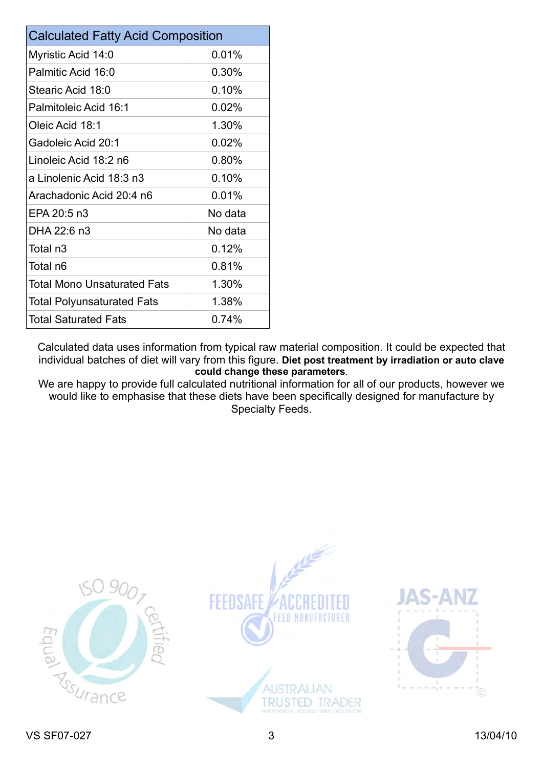| Calculated Fatty Acid Composition | |
|---|---|
| Myristic Acid 14:0 | 0.01% |
| Palmitic Acid 16:0 | 0.30% |
| Stearic Acid 18:0 | 0.10% |
| Palmitoleic Acid 16:1 | 0.02% |
| Oleic Acid 18:1 | 1.30% |
| Gadoleic Acid 20:1 | 0.02% |
| Linoleic Acid 18:2 n6 | 0.80% |
| a Linolenic Acid 18:3 n3 | 0.10% |
| Arachadonic Acid 20:4 n6 | 0.01% |
| EPA 20:5 n3 | No data |
| DHA 22:6 n3 | No data |
| Total n3 | 0.12% |
| Total n6 | 0.81% |
| Total Mono Unsaturated Fats | 1.30% |
| Total Polyunsaturated Fats | 1.38% |
| Total Saturated Fats | 0.74% |

Calculated data uses information from typical raw material composition. It could be expected that individual batches of diet will vary from this figure. **Diet post treatment by irradiation or auto clave could change these parameters**.

We are happy to provide full calculated nutritional information for all of our products, however we would like to emphasise that these diets have been specifically designed for manufacture by Specialty Feeds.

VS SF07-027 13/04/10